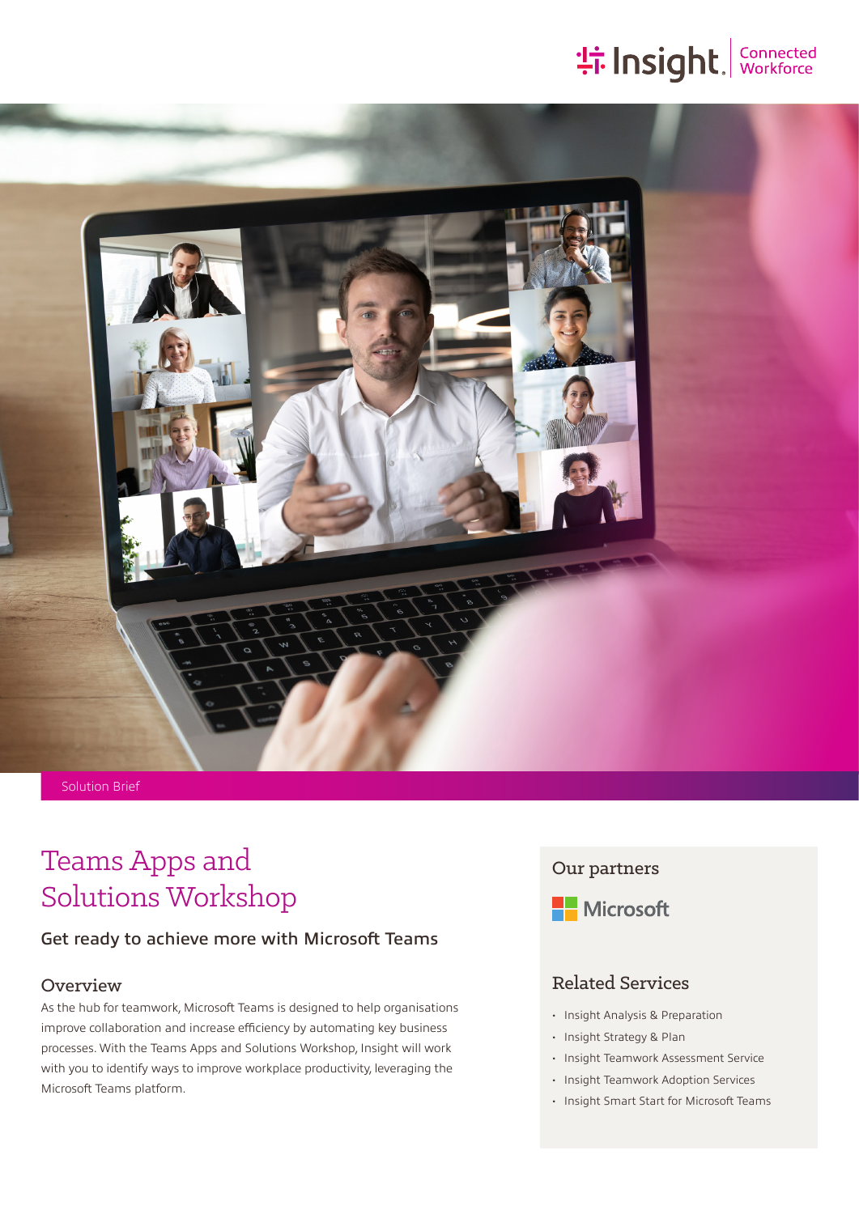Insight. Connected Workforce

Solution Brief

# Teams Apps and Solutions Workshop

### Get ready to achieve more with Microsoft Teams

## Overview

As the hub for teamwork, Microsoft Teams is designed to help organisations improve collaboration and increase efficiency by automating key business processes. With the Teams Apps and Solutions Workshop, Insight will work with you to identify ways to improve workplace productivity, leveraging the Microsoft Teams platform.

## Our partners

Microsoft

## Related Services

- Insight Analysis & Preparation
- Insight Strategy & Plan
- Insight Teamwork Assessment Service
- Insight Teamwork Adoption Services
- Insight Smart Start for Microsoft Teams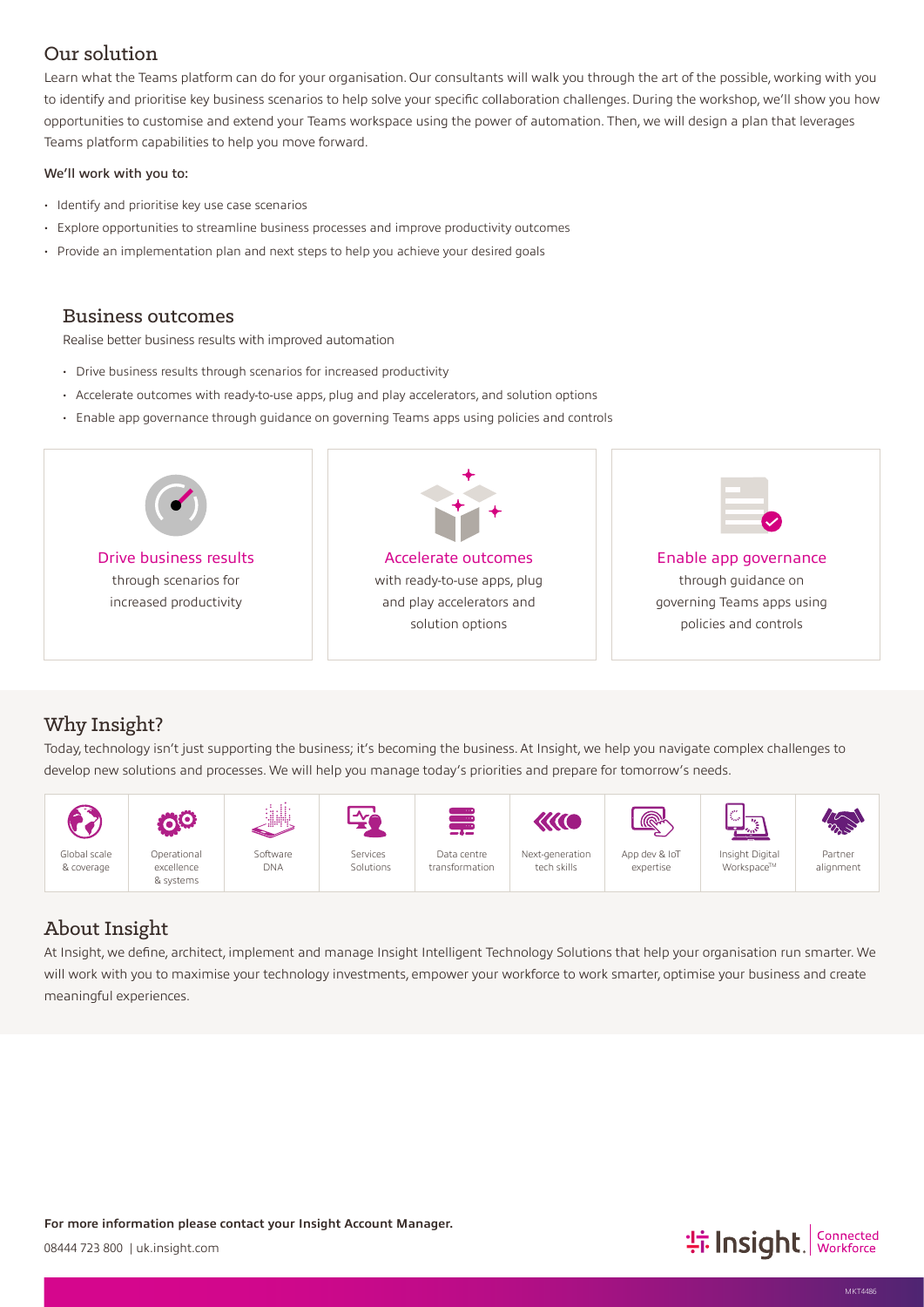## Our solution

Learn what the Teams platform can do for your organisation. Our consultants will walk you through the art of the possible, working with you to identify and prioritise key business scenarios to help solve your specific collaboration challenges. During the workshop, we'll show you how opportunities to customise and extend your Teams workspace using the power of automation. Then, we will design a plan that leverages Teams platform capabilities to help you move forward.

**We'll work with you to:**

- Identify and prioritise key use case scenarios
- Explore opportunities to streamline business processes and improve productivity outcomes
- Provide an implementation plan and next steps to help you achieve your desired goals

### Business outcomes

Realise better business results with improved automation

- Drive business results through scenarios for increased productivity
- Accelerate outcomes with ready-to-use apps, plug and play accelerators, and solution options
- Enable app governance through guidance on governing Teams apps using policies and controls

**Drive business results** through scenarios for increased productivity

**Accelerate outcomes** with ready-to-use apps, plug and play accelerators and solution options

**Enable app governance** through guidance on governing Teams apps using policies and controls

## Why Insight?

Today, technology isn't just supporting the business; it's becoming the business. At Insight, we help you navigate complex challenges to develop new solutions and processes. We will help you manage today's priorities and prepare for tomorrow's needs.

| | | | | | | | | |
|---|---|---|---|---|---|---|---|---|
| Global scale & coverage | Operational excellence & systems | Software DNA | Services Solutions | Data centre transformation | Next-generation tech skills | App dev & IoT expertise | Insight Digital Workspace™ | Partner alignment |

## About Insight

At Insight, we define, architect, implement and manage Insight Intelligent Technology Solutions that help your organisation run smarter. We will work with you to maximise your technology investments, empower your workforce to work smarter, optimise your business and create meaningful experiences.

**For more information please contact your Insight Account Manager.**

08444 723 800 | uk.insight.com

Insight. Connected Workforce

MKT4486